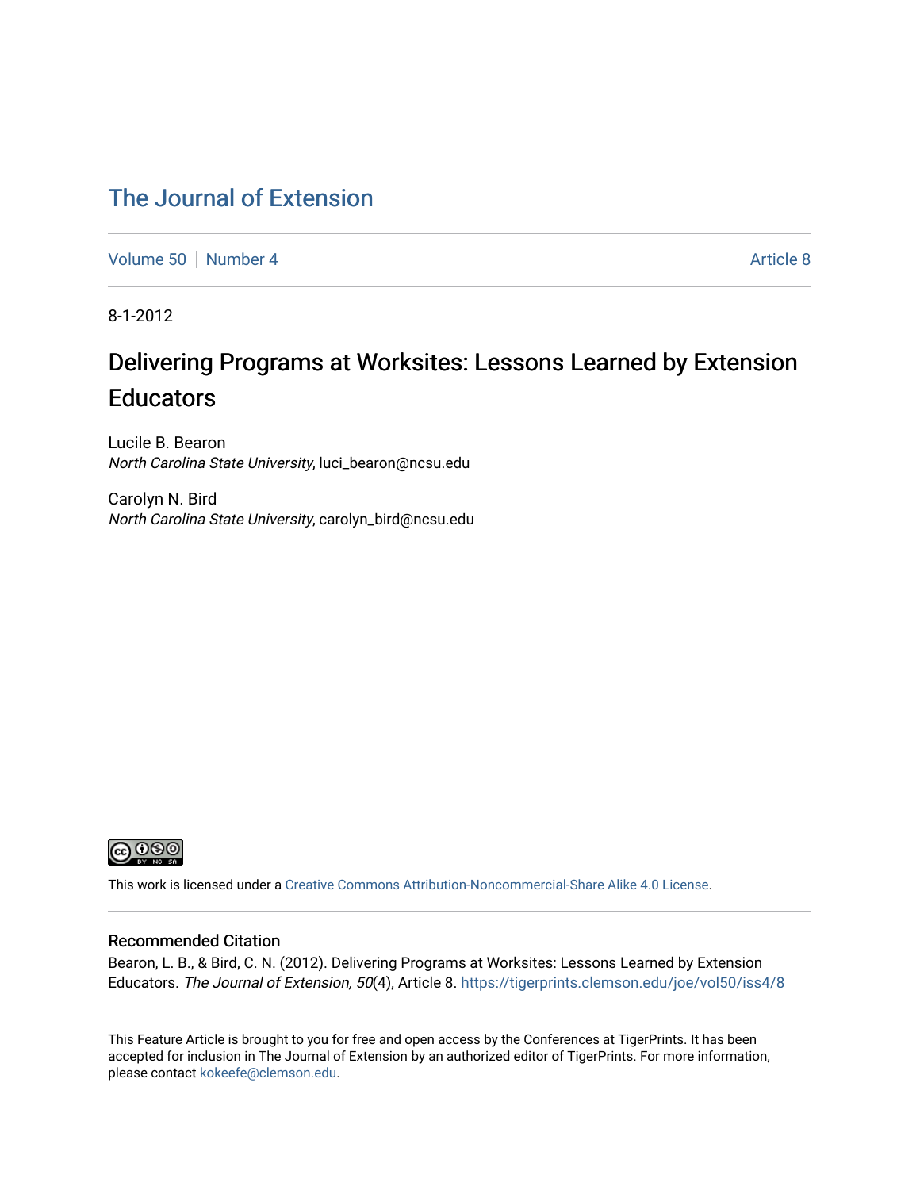# The Journal of Extension

Volume 50 | Number 4 | Article 8

8-1-2012

## Delivering Programs at Worksites: Lessons Learned by Extension Educators

Lucile B. Bearon
*North Carolina State University*, luci_bearon@ncsu.edu

Carolyn N. Bird
*North Carolina State University*, carolyn_bird@ncsu.edu

This work is licensed under a Creative Commons Attribution-Noncommercial-Share Alike 4.0 License.

### Recommended Citation

Bearon, L. B., & Bird, C. N. (2012). Delivering Programs at Worksites: Lessons Learned by Extension Educators. *The Journal of Extension, 50*(4), Article 8. https://tigerprints.clemson.edu/joe/vol50/iss4/8

This Feature Article is brought to you for free and open access by the Conferences at TigerPrints. It has been accepted for inclusion in The Journal of Extension by an authorized editor of TigerPrints. For more information, please contact kokeefe@clemson.edu.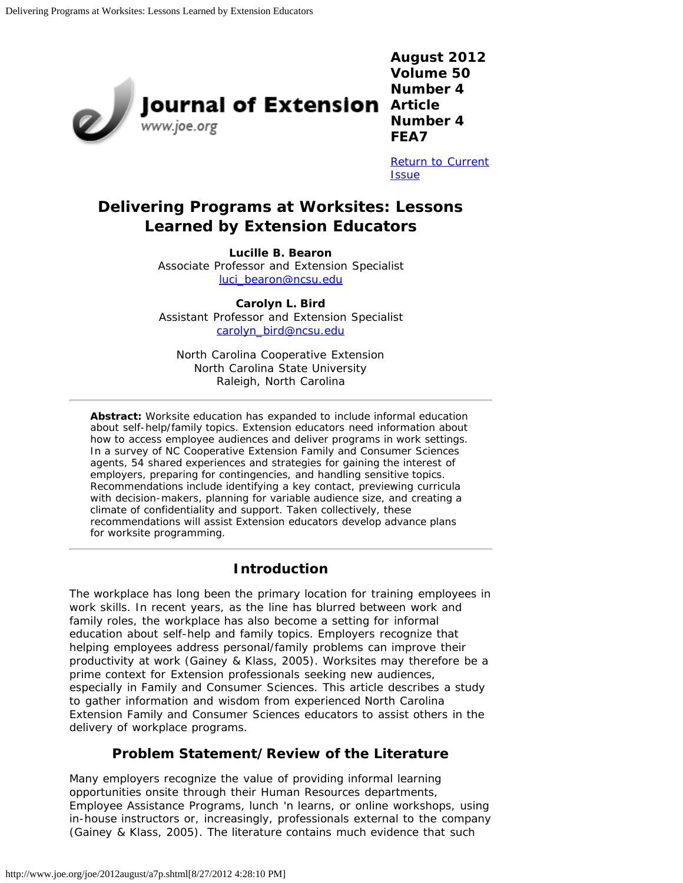August 2012
Volume 50
Number 4
Article
Number 4
FEA7

Return to Current Issue

# Delivering Programs at Worksites: Lessons Learned by Extension Educators

**Luclle B. Bearon**
Associate Professor and Extension Specialist
luci_bearon@ncsu.edu

**Carolyn L. Bird**
Assistant Professor and Extension Specialist
carolyn_bird@ncsu.edu

North Carolina Cooperative Extension
North Carolina State University
Raleigh, North Carolina

---

**Abstract:** Worksite education has expanded to include informal education about self-help/family topics. Extension educators need information about how to access employee audiences and deliver programs in work settings. In a survey of NC Cooperative Extension Family and Consumer Sciences agents, 54 shared experiences and strategies for gaining the interest of employers, preparing for contingencies, and handling sensitive topics. Recommendations include identifying a key contact, previewing curricula with decision-makers, planning for variable audience size, and creating a climate of confidentiality and support. Taken collectively, these recommendations will assist Extension educators develop advance plans for worksite programming.

---

## Introduction

The workplace has long been the primary location for training employees in work skills. In recent years, as the line has blurred between work and family roles, the workplace has also become a setting for informal education about self-help and family topics. Employers recognize that helping employees address personal/family problems can improve their productivity at work (Gainey & Klass, 2005). Worksites may therefore be a prime context for Extension professionals seeking new audiences, especially in Family and Consumer Sciences. This article describes a study to gather information and wisdom from experienced North Carolina Extension Family and Consumer Sciences educators to assist others in the delivery of workplace programs.

## Problem Statement/Review of the Literature

Many employers recognize the value of providing informal learning opportunities onsite through their Human Resources departments, Employee Assistance Programs, lunch 'n learns, or online workshops, using in-house instructors or, increasingly, professionals external to the company (Gainey & Klass, 2005). The literature contains much evidence that such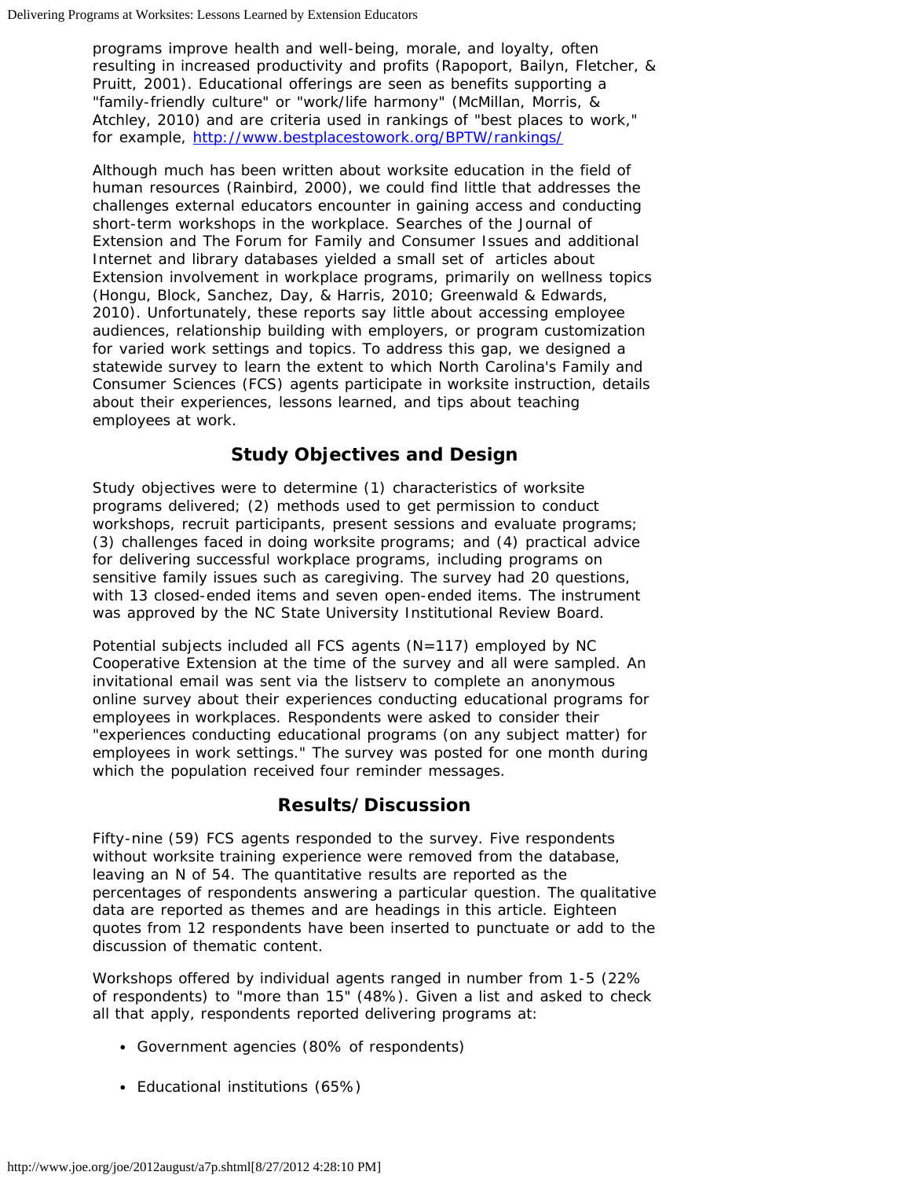programs improve health and well-being, morale, and loyalty, often resulting in increased productivity and profits (Rapoport, Bailyn, Fletcher, & Pruitt, 2001). Educational offerings are seen as benefits supporting a "family-friendly culture" or "work/life harmony" (McMillan, Morris, & Atchley, 2010) and are criteria used in rankings of "best places to work," for example, [http://www.bestplacestowork.org/BPTW/rankings/](http://www.bestplacestowork.org/BPTW/rankings/)

Although much has been written about worksite education in the field of human resources (Rainbird, 2000), we could find little that addresses the challenges external educators encounter in gaining access and conducting short-term workshops in the workplace. Searches of the Journal of Extension and The Forum for Family and Consumer Issues and additional Internet and library databases yielded a small set of articles about Extension involvement in workplace programs, primarily on wellness topics (Hongu, Block, Sanchez, Day, & Harris, 2010; Greenwald & Edwards, 2010). Unfortunately, these reports say little about accessing employee audiences, relationship building with employers, or program customization for varied work settings and topics. To address this gap, we designed a statewide survey to learn the extent to which North Carolina's Family and Consumer Sciences (FCS) agents participate in worksite instruction, details about their experiences, lessons learned, and tips about teaching employees at work.

## Study Objectives and Design

Study objectives were to determine (1) characteristics of worksite programs delivered; (2) methods used to get permission to conduct workshops, recruit participants, present sessions and evaluate programs; (3) challenges faced in doing worksite programs; and (4) practical advice for delivering successful workplace programs, including programs on sensitive family issues such as caregiving. The survey had 20 questions, with 13 closed-ended items and seven open-ended items. The instrument was approved by the NC State University Institutional Review Board.

Potential subjects included all FCS agents (N=117) employed by NC Cooperative Extension at the time of the survey and all were sampled. An invitational email was sent via the listserv to complete an anonymous online survey about their experiences conducting educational programs for employees in workplaces. Respondents were asked to consider their "experiences conducting educational programs (on any subject matter) for employees in work settings." The survey was posted for one month during which the population received four reminder messages.

## Results/Discussion

Fifty-nine (59) FCS agents responded to the survey. Five respondents without worksite training experience were removed from the database, leaving an N of 54. The quantitative results are reported as the percentages of respondents answering a particular question. The qualitative data are reported as themes and are headings in this article. Eighteen quotes from 12 respondents have been inserted to punctuate or add to the discussion of thematic content.

Workshops offered by individual agents ranged in number from 1-5 (22% of respondents) to "more than 15" (48%). Given a list and asked to check all that apply, respondents reported delivering programs at:

- Government agencies (80% of respondents)
- Educational institutions (65%)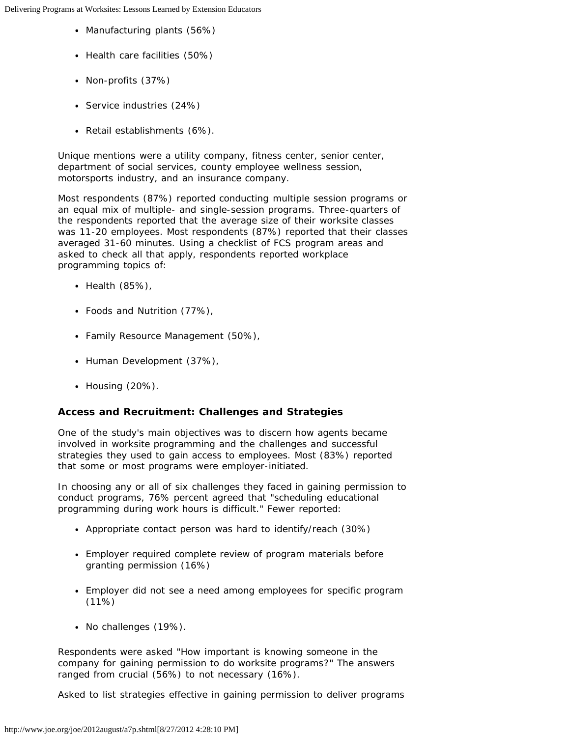- Manufacturing plants (56%)
- Health care facilities (50%)
- Non-profits (37%)
- Service industries (24%)
- Retail establishments (6%).

Unique mentions were a utility company, fitness center, senior center, department of social services, county employee wellness session, motorsports industry, and an insurance company.

Most respondents (87%) reported conducting multiple session programs or an equal mix of multiple- and single-session programs. Three-quarters of the respondents reported that the average size of their worksite classes was 11-20 employees. Most respondents (87%) reported that their classes averaged 31-60 minutes. Using a checklist of FCS program areas and asked to check all that apply, respondents reported workplace programming topics of:

- Health (85%),
- Foods and Nutrition (77%),
- Family Resource Management (50%),
- Human Development (37%),
- Housing (20%).

### Access and Recruitment: Challenges and Strategies

One of the study's main objectives was to discern how agents became involved in worksite programming and the challenges and successful strategies they used to gain access to employees. Most (83%) reported that some or most programs were employer-initiated.

In choosing any or all of six challenges they faced in gaining permission to conduct programs, 76% percent agreed that "scheduling educational programming during work hours is difficult." Fewer reported:

- Appropriate contact person was hard to identify/reach (30%)
- Employer required complete review of program materials before granting permission (16%)
- Employer did not see a need among employees for specific program (11%)
- No challenges (19%).

Respondents were asked "How important is knowing someone in the company for gaining permission to do worksite programs?" The answers ranged from crucial (56%) to not necessary (16%).

Asked to list strategies effective in gaining permission to deliver programs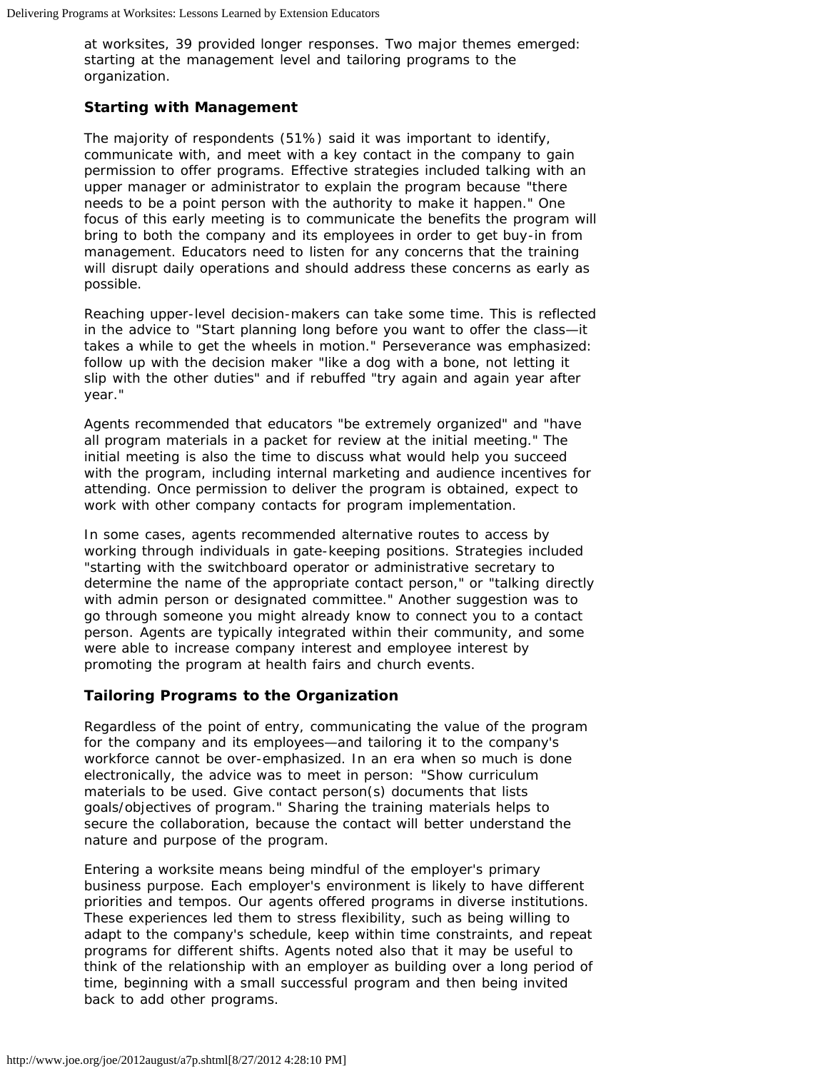at worksites, 39 provided longer responses. Two major themes emerged: starting at the management level and tailoring programs to the organization.

### Starting with Management

The majority of respondents (51%) said it was important to identify, communicate with, and meet with a key contact in the company to gain permission to offer programs. Effective strategies included talking with an upper manager or administrator to explain the program because "there needs to be a point person with the authority to make it happen." One focus of this early meeting is to communicate the benefits the program will bring to both the company and its employees in order to get buy-in from management. Educators need to listen for any concerns that the training will disrupt daily operations and should address these concerns as early as possible.

Reaching upper-level decision-makers can take some time. This is reflected in the advice to "Start planning long before you want to offer the class—it takes a while to get the wheels in motion." Perseverance was emphasized: follow up with the decision maker "like a dog with a bone, not letting it slip with the other duties" and if rebuffed "try again and again year after year."

Agents recommended that educators "be extremely organized" and "have all program materials in a packet for review at the initial meeting." The initial meeting is also the time to discuss what would help you succeed with the program, including internal marketing and audience incentives for attending. Once permission to deliver the program is obtained, expect to work with other company contacts for program implementation.

In some cases, agents recommended alternative routes to access by working through individuals in gate-keeping positions. Strategies included "starting with the switchboard operator or administrative secretary to determine the name of the appropriate contact person," or "talking directly with admin person or designated committee." Another suggestion was to go through someone you might already know to connect you to a contact person. Agents are typically integrated within their community, and some were able to increase company interest and employee interest by promoting the program at health fairs and church events.

### Tailoring Programs to the Organization

Regardless of the point of entry, communicating the value of the program for the company and its employees—and tailoring it to the company's workforce cannot be over-emphasized. In an era when so much is done electronically, the advice was to meet in person: "Show curriculum materials to be used. Give contact person(s) documents that lists goals/objectives of program." Sharing the training materials helps to secure the collaboration, because the contact will better understand the nature and purpose of the program.

Entering a worksite means being mindful of the employer's primary business purpose. Each employer's environment is likely to have different priorities and tempos. Our agents offered programs in diverse institutions. These experiences led them to stress flexibility, such as being willing to adapt to the company's schedule, keep within time constraints, and repeat programs for different shifts. Agents noted also that it may be useful to think of the relationship with an employer as building over a long period of time, beginning with a small successful program and then being invited back to add other programs.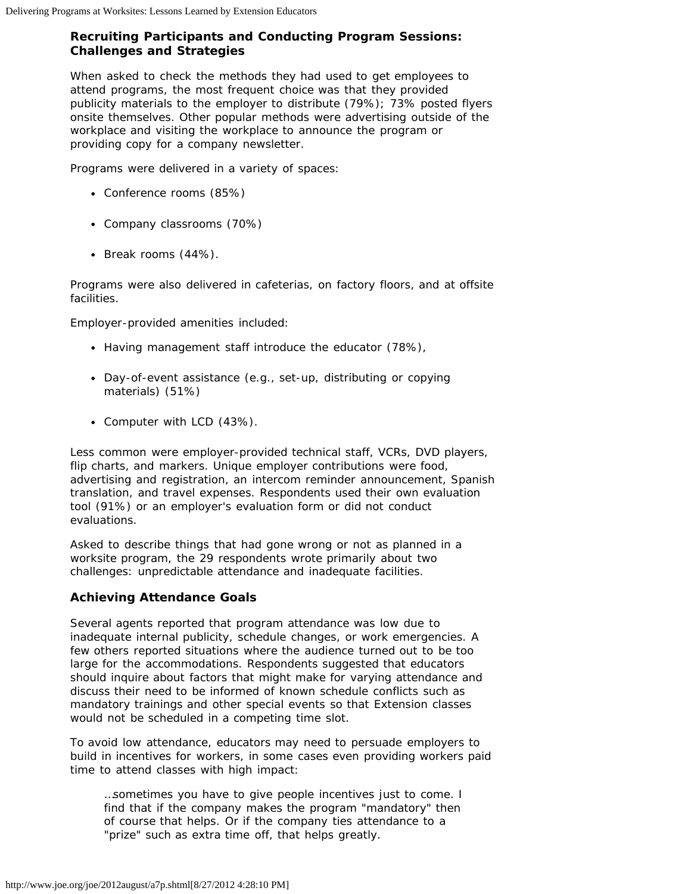### Recruiting Participants and Conducting Program Sessions: Challenges and Strategies

When asked to check the methods they had used to get employees to attend programs, the most frequent choice was that they provided publicity materials to the employer to distribute (79%); 73% posted flyers onsite themselves. Other popular methods were advertising outside of the workplace and visiting the workplace to announce the program or providing copy for a company newsletter.

Programs were delivered in a variety of spaces:

- Conference rooms (85%)
- Company classrooms (70%)
- Break rooms (44%).

Programs were also delivered in cafeterias, on factory floors, and at offsite facilities.

Employer-provided amenities included:

- Having management staff introduce the educator (78%),
- Day-of-event assistance (e.g., set-up, distributing or copying materials) (51%)
- Computer with LCD (43%).

Less common were employer-provided technical staff, VCRs, DVD players, flip charts, and markers. Unique employer contributions were food, advertising and registration, an intercom reminder announcement, Spanish translation, and travel expenses. Respondents used their own evaluation tool (91%) or an employer's evaluation form or did not conduct evaluations.

Asked to describe things that had gone wrong or not as planned in a worksite program, the 29 respondents wrote primarily about two challenges: unpredictable attendance and inadequate facilities.

### Achieving Attendance Goals

Several agents reported that program attendance was low due to inadequate internal publicity, schedule changes, or work emergencies. A few others reported situations where the audience turned out to be too large for the accommodations. Respondents suggested that educators should inquire about factors that might make for varying attendance and discuss their need to be informed of known schedule conflicts such as mandatory trainings and other special events so that Extension classes would not be scheduled in a competing time slot.

To avoid low attendance, educators may need to persuade employers to build in incentives for workers, in some cases even providing workers paid time to attend classes with high impact:

> ...sometimes you have to give people incentives just to come. I find that if the company makes the program "mandatory" then of course that helps. Or if the company ties attendance to a "prize" such as extra time off, that helps greatly.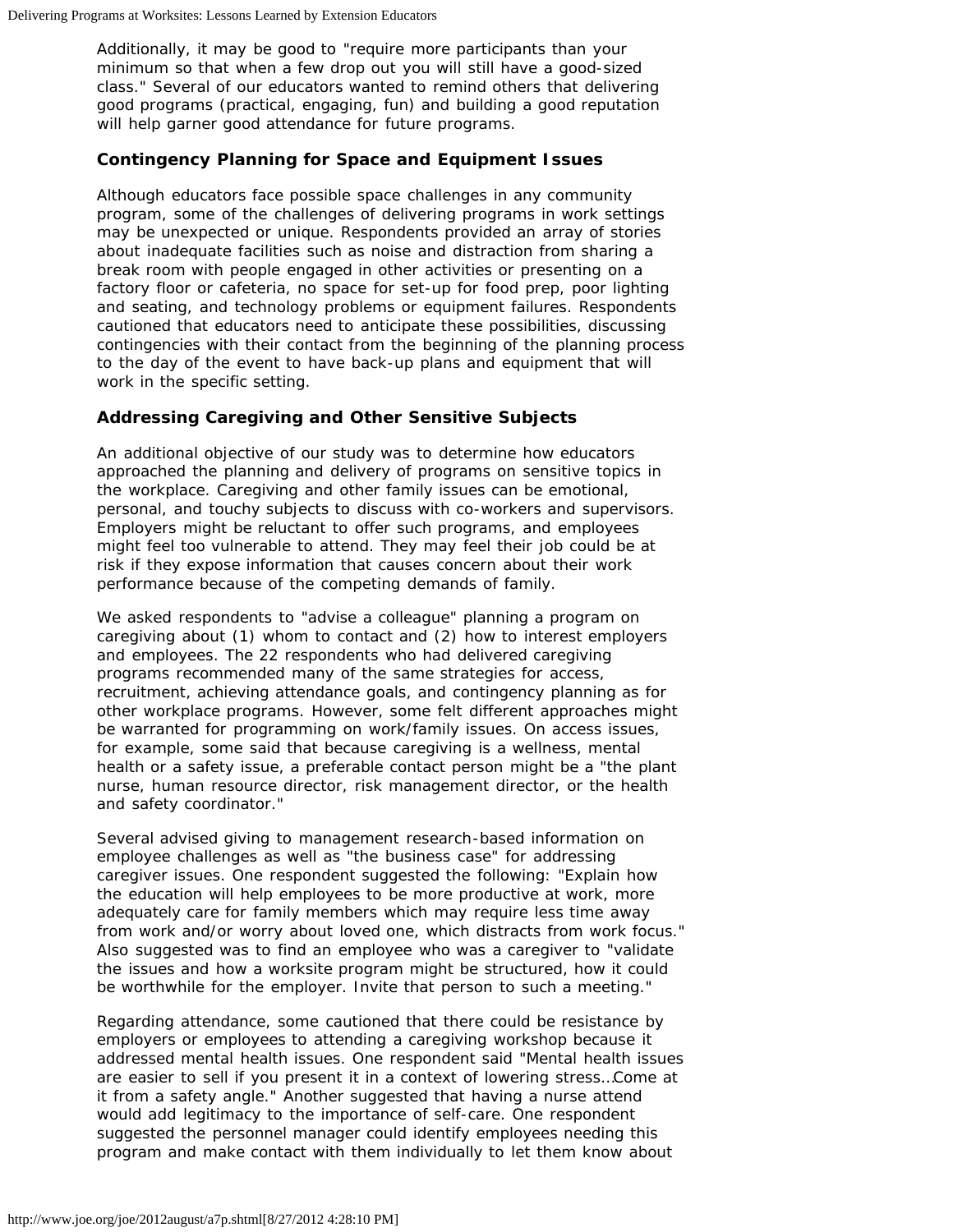Additionally, it may be good to "require more participants than your minimum so that when a few drop out you will still have a good-sized class." Several of our educators wanted to remind others that delivering good programs (practical, engaging, fun) and building a good reputation will help garner good attendance for future programs.

### Contingency Planning for Space and Equipment Issues

Although educators face possible space challenges in any community program, some of the challenges of delivering programs in work settings may be unexpected or unique. Respondents provided an array of stories about inadequate facilities such as noise and distraction from sharing a break room with people engaged in other activities or presenting on a factory floor or cafeteria, no space for set-up for food prep, poor lighting and seating, and technology problems or equipment failures. Respondents cautioned that educators need to anticipate these possibilities, discussing contingencies with their contact from the beginning of the planning process to the day of the event to have back-up plans and equipment that will work in the specific setting.

### Addressing Caregiving and Other Sensitive Subjects

An additional objective of our study was to determine how educators approached the planning and delivery of programs on sensitive topics in the workplace. Caregiving and other family issues can be emotional, personal, and touchy subjects to discuss with co-workers and supervisors. Employers might be reluctant to offer such programs, and employees might feel too vulnerable to attend. They may feel their job could be at risk if they expose information that causes concern about their work performance because of the competing demands of family.

We asked respondents to "advise a colleague" planning a program on caregiving about (1) whom to contact and (2) how to interest employers and employees. The 22 respondents who had delivered caregiving programs recommended many of the same strategies for access, recruitment, achieving attendance goals, and contingency planning as for other workplace programs. However, some felt different approaches might be warranted for programming on work/family issues. On access issues, for example, some said that because caregiving is a wellness, mental health or a safety issue, a preferable contact person might be a "the plant nurse, human resource director, risk management director, or the health and safety coordinator."

Several advised giving to management research-based information on employee challenges as well as "the business case" for addressing caregiver issues. One respondent suggested the following: "Explain how the education will help employees to be more productive at work, more adequately care for family members which may require less time away from work and/or worry about loved one, which distracts from work focus." Also suggested was to find an employee who was a caregiver to "validate the issues and how a worksite program might be structured, how it could be worthwhile for the employer. Invite that person to such a meeting."

Regarding attendance, some cautioned that there could be resistance by employers or employees to attending a caregiving workshop because it addressed mental health issues. One respondent said "Mental health issues are easier to sell if you present it in a context of lowering stress…Come at it from a safety angle." Another suggested that having a nurse attend would add legitimacy to the importance of self-care. One respondent suggested the personnel manager could identify employees needing this program and make contact with them individually to let them know about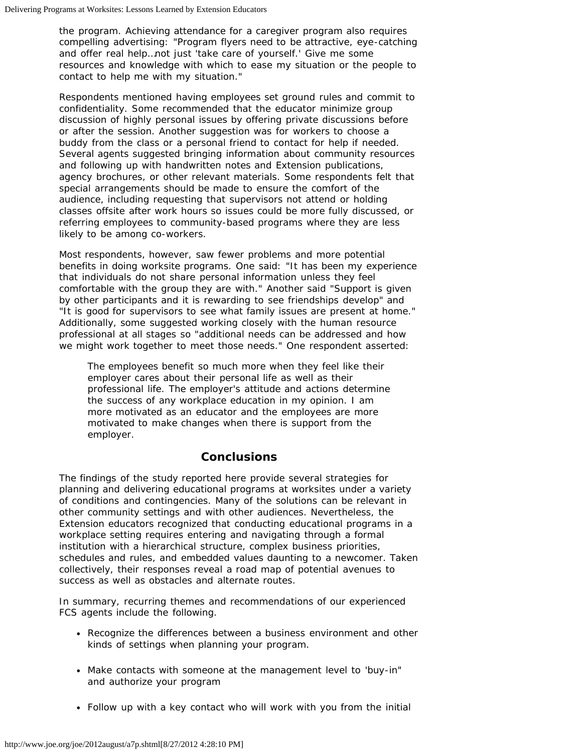the program. Achieving attendance for a caregiver program also requires compelling advertising: "Program flyers need to be attractive, eye-catching and offer real help...not just 'take care of yourself.' Give me some resources and knowledge with which to ease my situation or the people to contact to help me with my situation."

Respondents mentioned having employees set ground rules and commit to confidentiality. Some recommended that the educator minimize group discussion of highly personal issues by offering private discussions before or after the session. Another suggestion was for workers to choose a buddy from the class or a personal friend to contact for help if needed. Several agents suggested bringing information about community resources and following up with handwritten notes and Extension publications, agency brochures, or other relevant materials. Some respondents felt that special arrangements should be made to ensure the comfort of the audience, including requesting that supervisors not attend or holding classes offsite after work hours so issues could be more fully discussed, or referring employees to community-based programs where they are less likely to be among co-workers.

Most respondents, however, saw fewer problems and more potential benefits in doing worksite programs. One said: "It has been my experience that individuals do not share personal information unless they feel comfortable with the group they are with." Another said "Support is given by other participants and it is rewarding to see friendships develop" and "It is good for supervisors to see what family issues are present at home." Additionally, some suggested working closely with the human resource professional at all stages so "additional needs can be addressed and how we might work together to meet those needs." One respondent asserted:

> The employees benefit so much more when they feel like their employer cares about their personal life as well as their professional life. The employer's attitude and actions determine the success of any workplace education in my opinion. I am more motivated as an educator and the employees are more motivated to make changes when there is support from the employer.

## Conclusions

The findings of the study reported here provide several strategies for planning and delivering educational programs at worksites under a variety of conditions and contingencies. Many of the solutions can be relevant in other community settings and with other audiences. Nevertheless, the Extension educators recognized that conducting educational programs in a workplace setting requires entering and navigating through a formal institution with a hierarchical structure, complex business priorities, schedules and rules, and embedded values daunting to a newcomer. Taken collectively, their responses reveal a road map of potential avenues to success as well as obstacles and alternate routes.

In summary, recurring themes and recommendations of our experienced FCS agents include the following.

- Recognize the differences between a business environment and other kinds of settings when planning your program.
- Make contacts with someone at the management level to 'buy-in" and authorize your program
- Follow up with a key contact who will work with you from the initial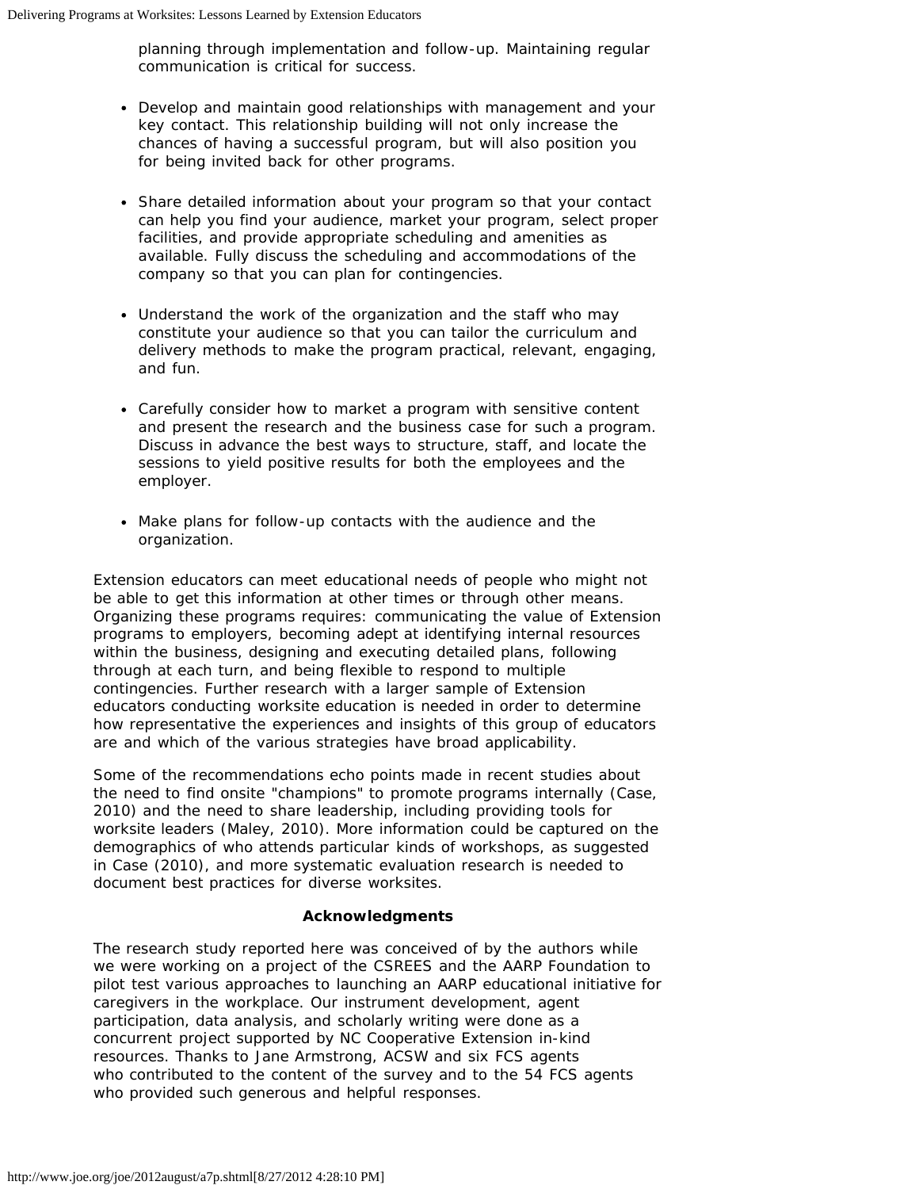planning through implementation and follow-up. Maintaining regular communication is critical for success.

- Develop and maintain good relationships with management and your key contact. This relationship building will not only increase the chances of having a successful program, but will also position you for being invited back for other programs.
- Share detailed information about your program so that your contact can help you find your audience, market your program, select proper facilities, and provide appropriate scheduling and amenities as available. Fully discuss the scheduling and accommodations of the company so that you can plan for contingencies.
- Understand the work of the organization and the staff who may constitute your audience so that you can tailor the curriculum and delivery methods to make the program practical, relevant, engaging, and fun.
- Carefully consider how to market a program with sensitive content and present the research and the business case for such a program. Discuss in advance the best ways to structure, staff, and locate the sessions to yield positive results for both the employees and the employer.
- Make plans for follow-up contacts with the audience and the organization.

Extension educators can meet educational needs of people who might not be able to get this information at other times or through other means. Organizing these programs requires: communicating the value of Extension programs to employers, becoming adept at identifying internal resources within the business, designing and executing detailed plans, following through at each turn, and being flexible to respond to multiple contingencies. Further research with a larger sample of Extension educators conducting worksite education is needed in order to determine how representative the experiences and insights of this group of educators are and which of the various strategies have broad applicability.

Some of the recommendations echo points made in recent studies about the need to find onsite "champions" to promote programs internally (Case, 2010) and the need to share leadership, including providing tools for worksite leaders (Maley, 2010). More information could be captured on the demographics of who attends particular kinds of workshops, as suggested in Case (2010), and more systematic evaluation research is needed to document best practices for diverse worksites.

## Acknowledgments

The research study reported here was conceived of by the authors while we were working on a project of the CSREES and the AARP Foundation to pilot test various approaches to launching an AARP educational initiative for caregivers in the workplace. Our instrument development, agent participation, data analysis, and scholarly writing were done as a concurrent project supported by NC Cooperative Extension in-kind resources. Thanks to Jane Armstrong, ACSW and six FCS agents who contributed to the content of the survey and to the 54 FCS agents who provided such generous and helpful responses.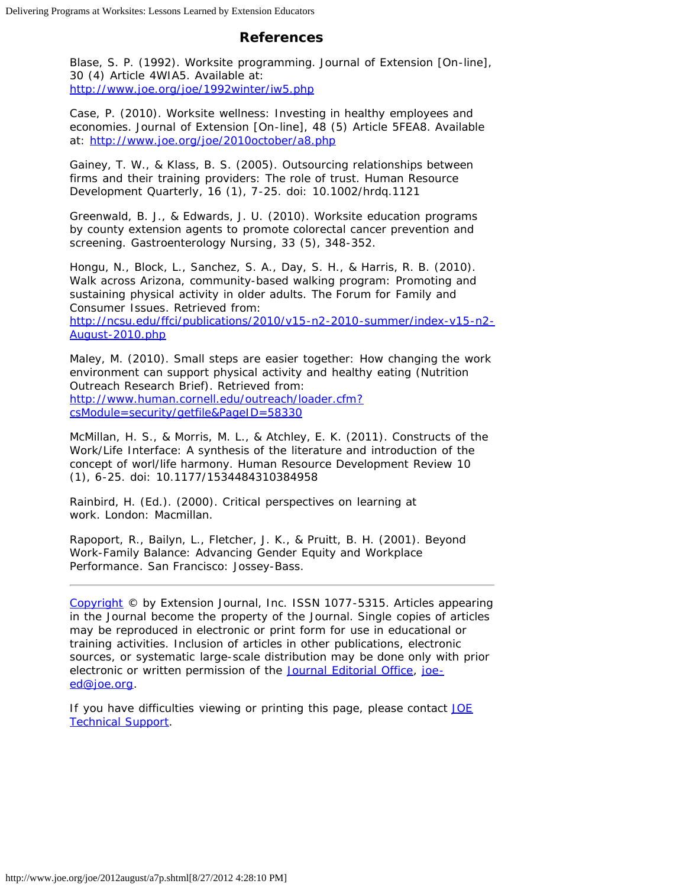## References

Blase, S. P. (1992). Worksite programming. Journal of Extension [On-line], 30 (4) Article 4WIA5. Available at: [http://www.joe.org/joe/1992winter/iw5.php](http://www.joe.org/joe/1992winter/iw5.php)

Case, P. (2010). Worksite wellness: Investing in healthy employees and economies. Journal of Extension [On-line], 48 (5) Article 5FEA8. Available at: [http://www.joe.org/joe/2010october/a8.php](http://www.joe.org/joe/2010october/a8.php)

Gainey, T. W., & Klass, B. S. (2005). Outsourcing relationships between firms and their training providers: The role of trust. Human Resource Development Quarterly, 16 (1), 7-25. doi: 10.1002/hrdq.1121

Greenwald, B. J., & Edwards, J. U. (2010). Worksite education programs by county extension agents to promote colorectal cancer prevention and screening. Gastroenterology Nursing, 33 (5), 348-352.

Hongu, N., Block, L., Sanchez, S. A., Day, S. H., & Harris, R. B. (2010). Walk across Arizona, community-based walking program: Promoting and sustaining physical activity in older adults. The Forum for Family and Consumer Issues. Retrieved from: [http://ncsu.edu/ffci/publications/2010/v15-n2-2010-summer/index-v15-n2-August-2010.php](http://ncsu.edu/ffci/publications/2010/v15-n2-2010-summer/index-v15-n2-August-2010.php)

Maley, M. (2010). Small steps are easier together: How changing the work environment can support physical activity and healthy eating (Nutrition Outreach Research Brief). Retrieved from: [http://www.human.cornell.edu/outreach/loader.cfm?csModule=security/getfile&PageID=58330](http://www.human.cornell.edu/outreach/loader.cfm?csModule=security/getfile&PageID=58330)

McMillan, H. S., & Morris, M. L., & Atchley, E. K. (2011). Constructs of the Work/Life Interface: A synthesis of the literature and introduction of the concept of worl/life harmony. Human Resource Development Review 10 (1), 6-25. doi: 10.1177/1534484310384958

Rainbird, H. (Ed.). (2000). Critical perspectives on learning at work. London: Macmillan.

Rapoport, R., Bailyn, L., Fletcher, J. K., & Pruitt, B. H. (2001). Beyond Work-Family Balance: Advancing Gender Equity and Workplace Performance. San Francisco: Jossey-Bass.

---

[Copyright](#) © by Extension Journal, Inc. ISSN 1077-5315. Articles appearing in the Journal become the property of the Journal. Single copies of articles may be reproduced in electronic or print form for use in educational or training activities. Inclusion of articles in other publications, electronic sources, or systematic large-scale distribution may be done only with prior electronic or written permission of the [Journal Editorial Office](#), [joe-ed@joe.org](mailto:joe-ed@joe.org).

If you have difficulties viewing or printing this page, please contact [JOE Technical Support](#).